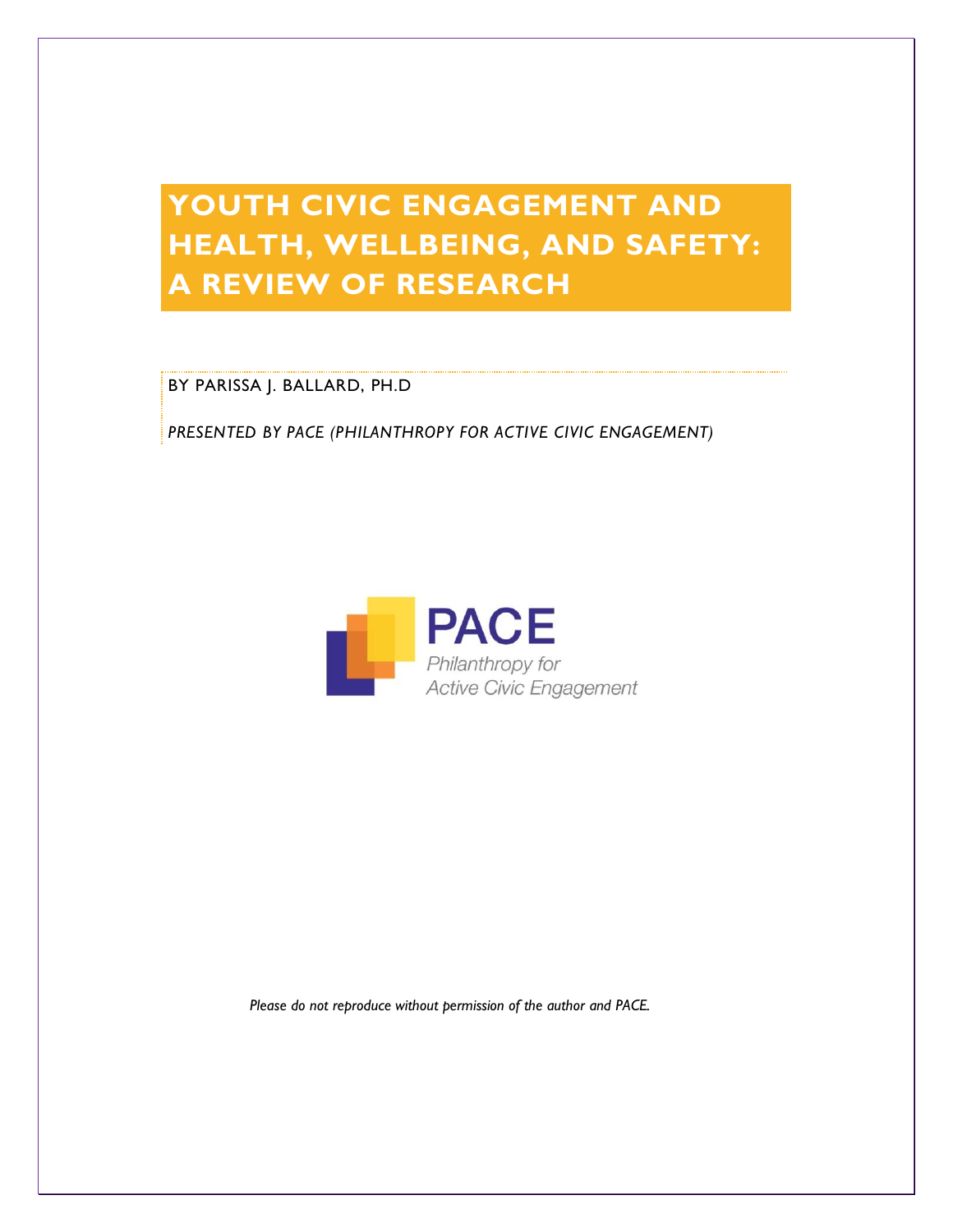# YOUTH CIVIC ENGAGEMENT AND HEALTH, WELLBEING, AND SAFETY: A REVIEW OF RESEARCH

BY PARISSA J. BALLARD, PH.D

*PRESENTED BY PACE (PHILANTHROPY FOR ACTIVE CIVIC ENGAGEMENT)*

PACE
Philanthropy for Active Civic Engagement

*Please do not reproduce without permission of the author and PACE.*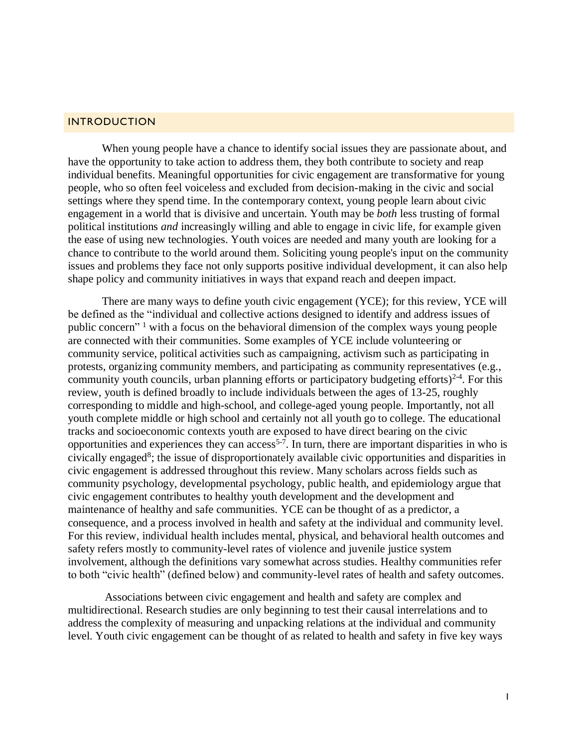## INTRODUCTION

When young people have a chance to identify social issues they are passionate about, and have the opportunity to take action to address them, they both contribute to society and reap individual benefits. Meaningful opportunities for civic engagement are transformative for young people, who so often feel voiceless and excluded from decision-making in the civic and social settings where they spend time. In the contemporary context, young people learn about civic engagement in a world that is divisive and uncertain. Youth may be *both* less trusting of formal political institutions *and* increasingly willing and able to engage in civic life, for example given the ease of using new technologies. Youth voices are needed and many youth are looking for a chance to contribute to the world around them. Soliciting young people's input on the community issues and problems they face not only supports positive individual development, it can also help shape policy and community initiatives in ways that expand reach and deepen impact.

There are many ways to define youth civic engagement (YCE); for this review, YCE will be defined as the "individual and collective actions designed to identify and address issues of public concern" [1] with a focus on the behavioral dimension of the complex ways young people are connected with their communities. Some examples of YCE include volunteering or community service, political activities such as campaigning, activism such as participating in protests, organizing community members, and participating as community representatives (e.g., community youth councils, urban planning efforts or participatory budgeting efforts)[2-4]. For this review, youth is defined broadly to include individuals between the ages of 13-25, roughly corresponding to middle and high-school, and college-aged young people. Importantly, not all youth complete middle or high school and certainly not all youth go to college. The educational tracks and socioeconomic contexts youth are exposed to have direct bearing on the civic opportunities and experiences they can access[5-7]. In turn, there are important disparities in who is civically engaged[8]; the issue of disproportionately available civic opportunities and disparities in civic engagement is addressed throughout this review. Many scholars across fields such as community psychology, developmental psychology, public health, and epidemiology argue that civic engagement contributes to healthy youth development and the development and maintenance of healthy and safe communities. YCE can be thought of as a predictor, a consequence, and a process involved in health and safety at the individual and community level. For this review, individual health includes mental, physical, and behavioral health outcomes and safety refers mostly to community-level rates of violence and juvenile justice system involvement, although the definitions vary somewhat across studies. Healthy communities refer to both "civic health" (defined below) and community-level rates of health and safety outcomes.

Associations between civic engagement and health and safety are complex and multidirectional. Research studies are only beginning to test their causal interrelations and to address the complexity of measuring and unpacking relations at the individual and community level. Youth civic engagement can be thought of as related to health and safety in five key ways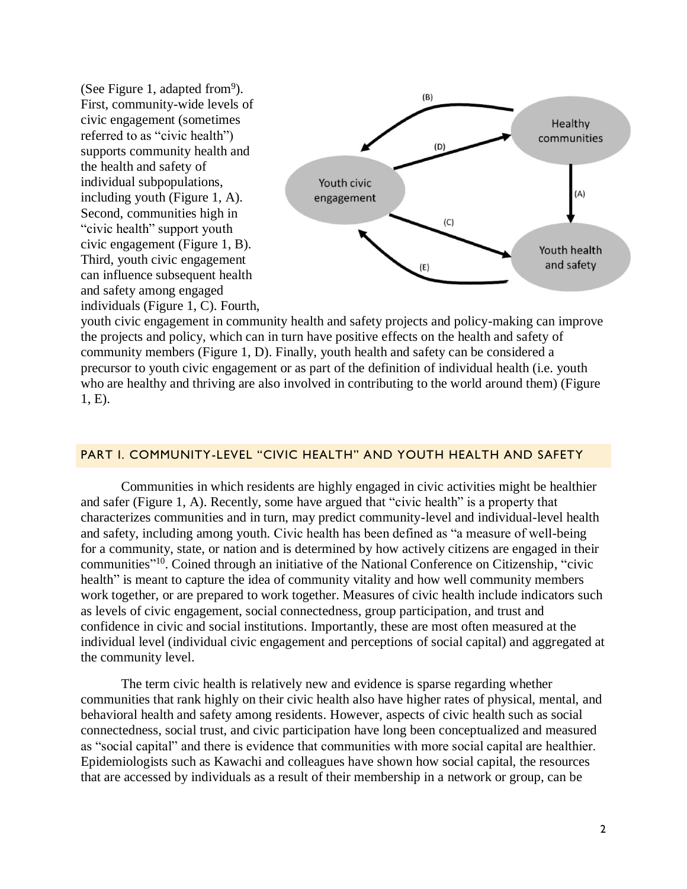(See Figure 1, adapted from[9]). First, community-wide levels of civic engagement (sometimes referred to as "civic health") supports community health and the health and safety of individual subpopulations, including youth (Figure 1, A). Second, communities high in "civic health" support youth civic engagement (Figure 1, B). Third, youth civic engagement can influence subsequent health and safety among engaged individuals (Figure 1, C). Fourth, youth civic engagement in community health and safety projects and policy-making can improve the projects and policy, which can in turn have positive effects on the health and safety of community members (Figure 1, D). Finally, youth health and safety can be considered a precursor to youth civic engagement or as part of the definition of individual health (i.e. youth who are healthy and thriving are also involved in contributing to the world around them) (Figure 1, E).

## PART I. COMMUNITY-LEVEL "CIVIC HEALTH" AND YOUTH HEALTH AND SAFETY

Communities in which residents are highly engaged in civic activities might be healthier and safer (Figure 1, A). Recently, some have argued that "civic health" is a property that characterizes communities and in turn, may predict community-level and individual-level health and safety, including among youth. Civic health has been defined as "a measure of well-being for a community, state, or nation and is determined by how actively citizens are engaged in their communities"[10]. Coined through an initiative of the National Conference on Citizenship, "civic health" is meant to capture the idea of community vitality and how well community members work together, or are prepared to work together. Measures of civic health include indicators such as levels of civic engagement, social connectedness, group participation, and trust and confidence in civic and social institutions. Importantly, these are most often measured at the individual level (individual civic engagement and perceptions of social capital) and aggregated at the community level.

The term civic health is relatively new and evidence is sparse regarding whether communities that rank highly on their civic health also have higher rates of physical, mental, and behavioral health and safety among residents. However, aspects of civic health such as social connectedness, social trust, and civic participation have long been conceptualized and measured as "social capital" and there is evidence that communities with more social capital are healthier. Epidemiologists such as Kawachi and colleagues have shown how social capital, the resources that are accessed by individuals as a result of their membership in a network or group, can be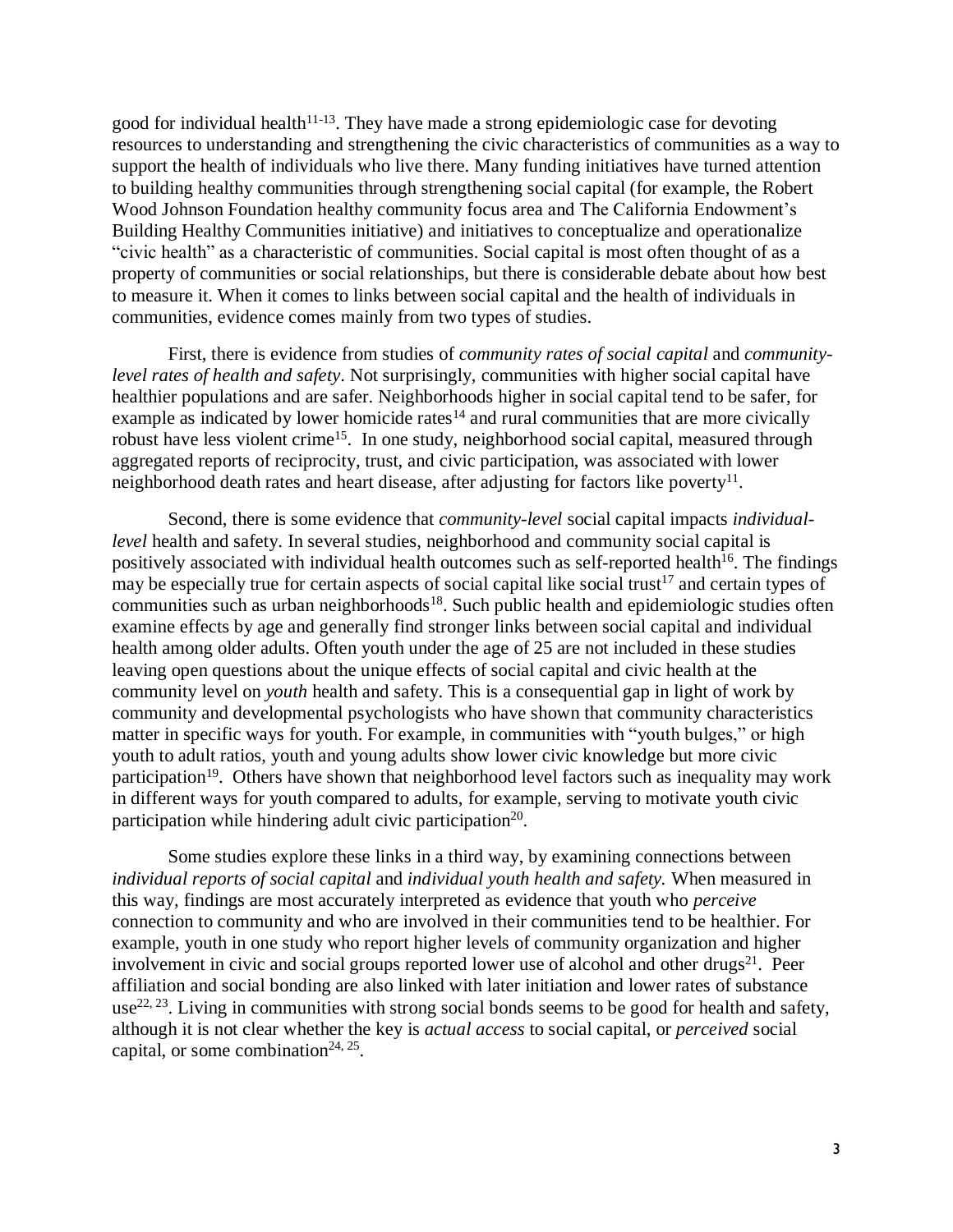good for individual health[11-13]. They have made a strong epidemiologic case for devoting resources to understanding and strengthening the civic characteristics of communities as a way to support the health of individuals who live there. Many funding initiatives have turned attention to building healthy communities through strengthening social capital (for example, the Robert Wood Johnson Foundation healthy community focus area and The California Endowment's Building Healthy Communities initiative) and initiatives to conceptualize and operationalize "civic health" as a characteristic of communities. Social capital is most often thought of as a property of communities or social relationships, but there is considerable debate about how best to measure it. When it comes to links between social capital and the health of individuals in communities, evidence comes mainly from two types of studies.

First, there is evidence from studies of *community rates of social capital* and *community-level rates of health and safety*. Not surprisingly, communities with higher social capital have healthier populations and are safer. Neighborhoods higher in social capital tend to be safer, for example as indicated by lower homicide rates[14] and rural communities that are more civically robust have less violent crime[15]. In one study, neighborhood social capital, measured through aggregated reports of reciprocity, trust, and civic participation, was associated with lower neighborhood death rates and heart disease, after adjusting for factors like poverty[11].

Second, there is some evidence that *community-level* social capital impacts *individual-level* health and safety. In several studies, neighborhood and community social capital is positively associated with individual health outcomes such as self-reported health[16]. The findings may be especially true for certain aspects of social capital like social trust[17] and certain types of communities such as urban neighborhoods[18]. Such public health and epidemiologic studies often examine effects by age and generally find stronger links between social capital and individual health among older adults. Often youth under the age of 25 are not included in these studies leaving open questions about the unique effects of social capital and civic health at the community level on *youth* health and safety. This is a consequential gap in light of work by community and developmental psychologists who have shown that community characteristics matter in specific ways for youth. For example, in communities with "youth bulges," or high youth to adult ratios, youth and young adults show lower civic knowledge but more civic participation[19]. Others have shown that neighborhood level factors such as inequality may work in different ways for youth compared to adults, for example, serving to motivate youth civic participation while hindering adult civic participation[20].

Some studies explore these links in a third way, by examining connections between *individual reports of social capital* and *individual youth health and safety.* When measured in this way, findings are most accurately interpreted as evidence that youth who *perceive* connection to community and who are involved in their communities tend to be healthier. For example, youth in one study who report higher levels of community organization and higher involvement in civic and social groups reported lower use of alcohol and other drugs[21]. Peer affiliation and social bonding are also linked with later initiation and lower rates of substance use[22, 23]. Living in communities with strong social bonds seems to be good for health and safety, although it is not clear whether the key is *actual access* to social capital, or *perceived* social capital, or some combination[24, 25].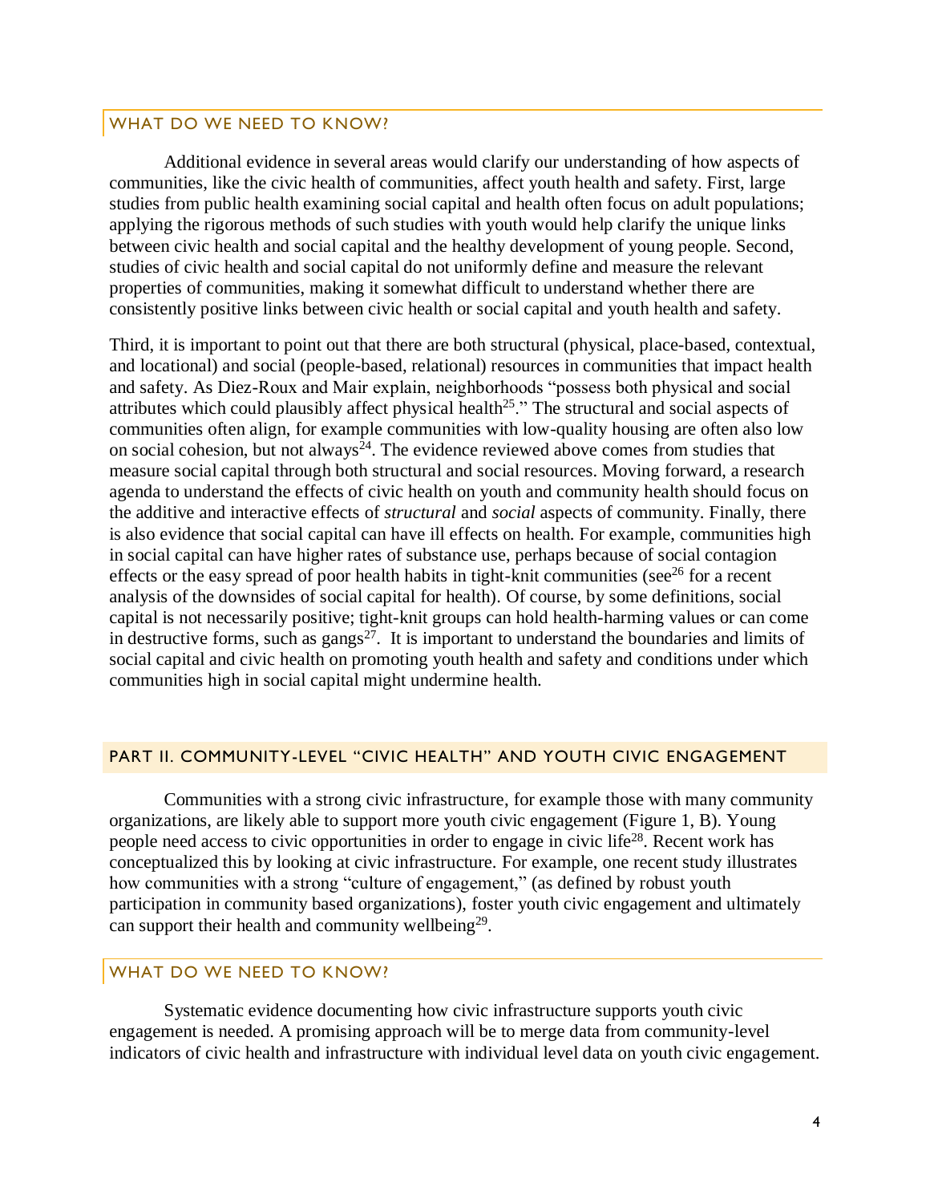## WHAT DO WE NEED TO KNOW?

Additional evidence in several areas would clarify our understanding of how aspects of communities, like the civic health of communities, affect youth health and safety. First, large studies from public health examining social capital and health often focus on adult populations; applying the rigorous methods of such studies with youth would help clarify the unique links between civic health and social capital and the healthy development of young people. Second, studies of civic health and social capital do not uniformly define and measure the relevant properties of communities, making it somewhat difficult to understand whether there are consistently positive links between civic health or social capital and youth health and safety.

Third, it is important to point out that there are both structural (physical, place-based, contextual, and locational) and social (people-based, relational) resources in communities that impact health and safety. As Diez-Roux and Mair explain, neighborhoods "possess both physical and social attributes which could plausibly affect physical health[25]." The structural and social aspects of communities often align, for example communities with low-quality housing are often also low on social cohesion, but not always[24]. The evidence reviewed above comes from studies that measure social capital through both structural and social resources. Moving forward, a research agenda to understand the effects of civic health on youth and community health should focus on the additive and interactive effects of *structural* and *social* aspects of community. Finally, there is also evidence that social capital can have ill effects on health. For example, communities high in social capital can have higher rates of substance use, perhaps because of social contagion effects or the easy spread of poor health habits in tight-knit communities (see[26] for a recent analysis of the downsides of social capital for health). Of course, by some definitions, social capital is not necessarily positive; tight-knit groups can hold health-harming values or can come in destructive forms, such as gangs[27]. It is important to understand the boundaries and limits of social capital and civic health on promoting youth health and safety and conditions under which communities high in social capital might undermine health.

## PART II. COMMUNITY-LEVEL "CIVIC HEALTH" AND YOUTH CIVIC ENGAGEMENT

Communities with a strong civic infrastructure, for example those with many community organizations, are likely able to support more youth civic engagement (Figure 1, B). Young people need access to civic opportunities in order to engage in civic life[28]. Recent work has conceptualized this by looking at civic infrastructure. For example, one recent study illustrates how communities with a strong "culture of engagement," (as defined by robust youth participation in community based organizations), foster youth civic engagement and ultimately can support their health and community wellbeing[29].

## WHAT DO WE NEED TO KNOW?

Systematic evidence documenting how civic infrastructure supports youth civic engagement is needed. A promising approach will be to merge data from community-level indicators of civic health and infrastructure with individual level data on youth civic engagement.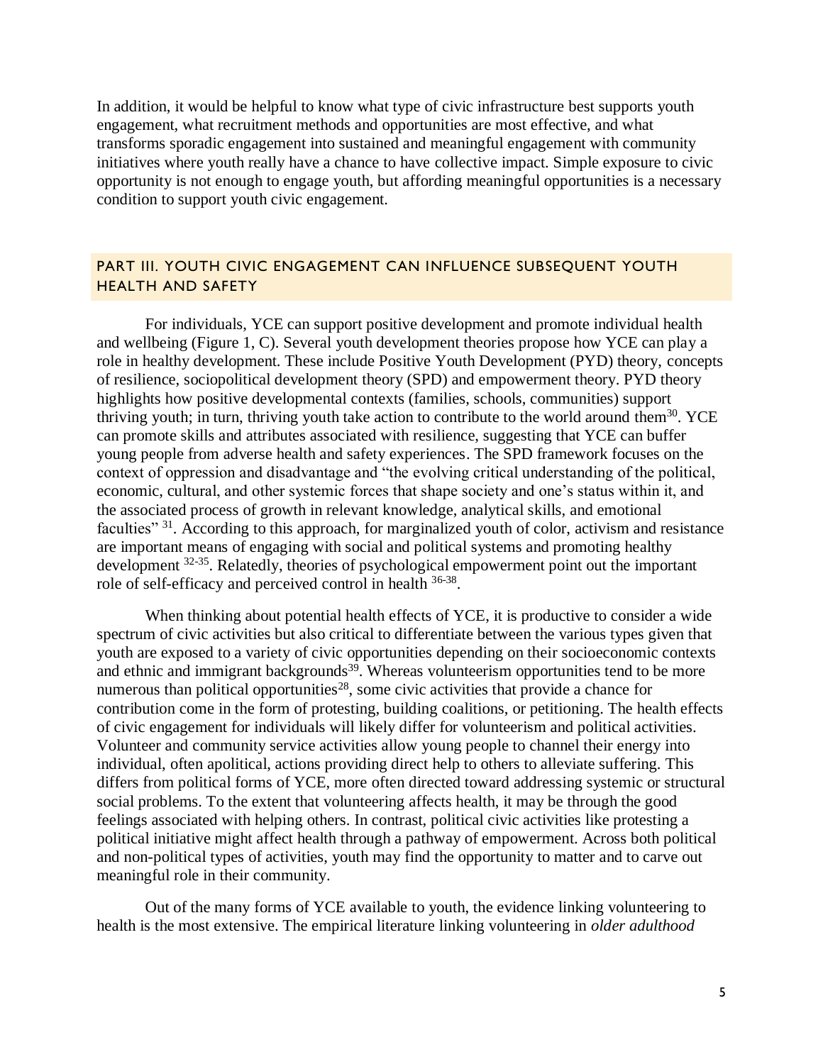In addition, it would be helpful to know what type of civic infrastructure best supports youth engagement, what recruitment methods and opportunities are most effective, and what transforms sporadic engagement into sustained and meaningful engagement with community initiatives where youth really have a chance to have collective impact. Simple exposure to civic opportunity is not enough to engage youth, but affording meaningful opportunities is a necessary condition to support youth civic engagement.

## PART III. YOUTH CIVIC ENGAGEMENT CAN INFLUENCE SUBSEQUENT YOUTH HEALTH AND SAFETY

For individuals, YCE can support positive development and promote individual health and wellbeing (Figure 1, C). Several youth development theories propose how YCE can play a role in healthy development. These include Positive Youth Development (PYD) theory, concepts of resilience, sociopolitical development theory (SPD) and empowerment theory. PYD theory highlights how positive developmental contexts (families, schools, communities) support thriving youth; in turn, thriving youth take action to contribute to the world around them[30]. YCE can promote skills and attributes associated with resilience, suggesting that YCE can buffer young people from adverse health and safety experiences. The SPD framework focuses on the context of oppression and disadvantage and "the evolving critical understanding of the political, economic, cultural, and other systemic forces that shape society and one's status within it, and the associated process of growth in relevant knowledge, analytical skills, and emotional faculties" [31]. According to this approach, for marginalized youth of color, activism and resistance are important means of engaging with social and political systems and promoting healthy development [32-35]. Relatedly, theories of psychological empowerment point out the important role of self-efficacy and perceived control in health [36-38].

When thinking about potential health effects of YCE, it is productive to consider a wide spectrum of civic activities but also critical to differentiate between the various types given that youth are exposed to a variety of civic opportunities depending on their socioeconomic contexts and ethnic and immigrant backgrounds[39]. Whereas volunteerism opportunities tend to be more numerous than political opportunities[28], some civic activities that provide a chance for contribution come in the form of protesting, building coalitions, or petitioning. The health effects of civic engagement for individuals will likely differ for volunteerism and political activities. Volunteer and community service activities allow young people to channel their energy into individual, often apolitical, actions providing direct help to others to alleviate suffering. This differs from political forms of YCE, more often directed toward addressing systemic or structural social problems. To the extent that volunteering affects health, it may be through the good feelings associated with helping others. In contrast, political civic activities like protesting a political initiative might affect health through a pathway of empowerment. Across both political and non-political types of activities, youth may find the opportunity to matter and to carve out meaningful role in their community.

Out of the many forms of YCE available to youth, the evidence linking volunteering to health is the most extensive. The empirical literature linking volunteering in *older adulthood*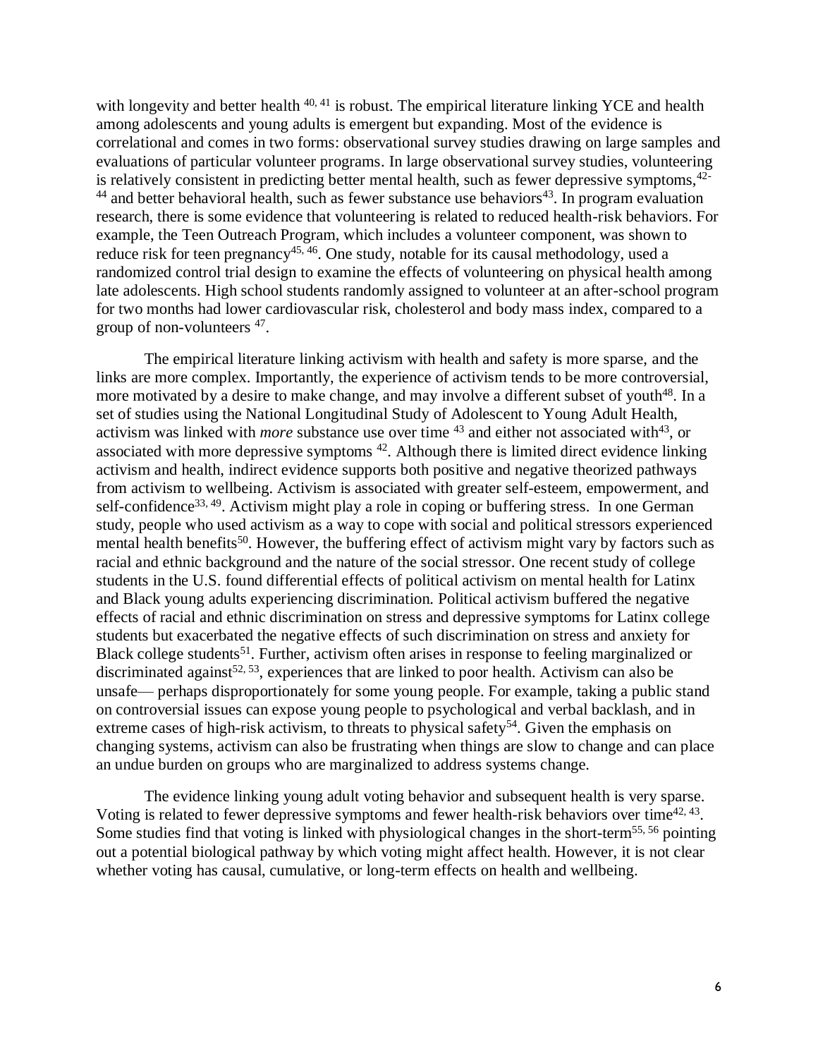with longevity and better health [40, 41] is robust. The empirical literature linking YCE and health among adolescents and young adults is emergent but expanding. Most of the evidence is correlational and comes in two forms: observational survey studies drawing on large samples and evaluations of particular volunteer programs. In large observational survey studies, volunteering is relatively consistent in predicting better mental health, such as fewer depressive symptoms,[42-44] and better behavioral health, such as fewer substance use behaviors[43]. In program evaluation research, there is some evidence that volunteering is related to reduced health-risk behaviors. For example, the Teen Outreach Program, which includes a volunteer component, was shown to reduce risk for teen pregnancy[45, 46]. One study, notable for its causal methodology, used a randomized control trial design to examine the effects of volunteering on physical health among late adolescents. High school students randomly assigned to volunteer at an after-school program for two months had lower cardiovascular risk, cholesterol and body mass index, compared to a group of non-volunteers [47].

The empirical literature linking activism with health and safety is more sparse, and the links are more complex. Importantly, the experience of activism tends to be more controversial, more motivated by a desire to make change, and may involve a different subset of youth[48]. In a set of studies using the National Longitudinal Study of Adolescent to Young Adult Health, activism was linked with *more* substance use over time [43] and either not associated with[43], or associated with more depressive symptoms [42]. Although there is limited direct evidence linking activism and health, indirect evidence supports both positive and negative theorized pathways from activism to wellbeing. Activism is associated with greater self-esteem, empowerment, and self-confidence[33, 49]. Activism might play a role in coping or buffering stress. In one German study, people who used activism as a way to cope with social and political stressors experienced mental health benefits[50]. However, the buffering effect of activism might vary by factors such as racial and ethnic background and the nature of the social stressor. One recent study of college students in the U.S. found differential effects of political activism on mental health for Latinx and Black young adults experiencing discrimination. Political activism buffered the negative effects of racial and ethnic discrimination on stress and depressive symptoms for Latinx college students but exacerbated the negative effects of such discrimination on stress and anxiety for Black college students[51]. Further, activism often arises in response to feeling marginalized or discriminated against[52, 53], experiences that are linked to poor health. Activism can also be unsafe— perhaps disproportionately for some young people. For example, taking a public stand on controversial issues can expose young people to psychological and verbal backlash, and in extreme cases of high-risk activism, to threats to physical safety[54]. Given the emphasis on changing systems, activism can also be frustrating when things are slow to change and can place an undue burden on groups who are marginalized to address systems change.

The evidence linking young adult voting behavior and subsequent health is very sparse. Voting is related to fewer depressive symptoms and fewer health-risk behaviors over time[42, 43]. Some studies find that voting is linked with physiological changes in the short-term[55, 56] pointing out a potential biological pathway by which voting might affect health. However, it is not clear whether voting has causal, cumulative, or long-term effects on health and wellbeing.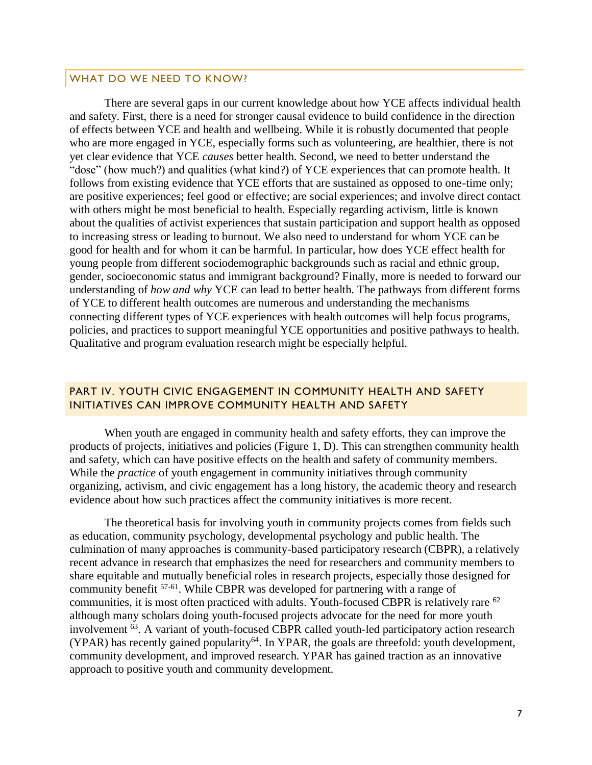## WHAT DO WE NEED TO KNOW?

There are several gaps in our current knowledge about how YCE affects individual health and safety. First, there is a need for stronger causal evidence to build confidence in the direction of effects between YCE and health and wellbeing. While it is robustly documented that people who are more engaged in YCE, especially forms such as volunteering, are healthier, there is not yet clear evidence that YCE *causes* better health. Second, we need to better understand the "dose" (how much?) and qualities (what kind?) of YCE experiences that can promote health. It follows from existing evidence that YCE efforts that are sustained as opposed to one-time only; are positive experiences; feel good or effective; are social experiences; and involve direct contact with others might be most beneficial to health. Especially regarding activism, little is known about the qualities of activist experiences that sustain participation and support health as opposed to increasing stress or leading to burnout. We also need to understand for whom YCE can be good for health and for whom it can be harmful. In particular, how does YCE effect health for young people from different sociodemographic backgrounds such as racial and ethnic group, gender, socioeconomic status and immigrant background? Finally, more is needed to forward our understanding of *how and why* YCE can lead to better health. The pathways from different forms of YCE to different health outcomes are numerous and understanding the mechanisms connecting different types of YCE experiences with health outcomes will help focus programs, policies, and practices to support meaningful YCE opportunities and positive pathways to health. Qualitative and program evaluation research might be especially helpful.

## PART IV. YOUTH CIVIC ENGAGEMENT IN COMMUNITY HEALTH AND SAFETY INITIATIVES CAN IMPROVE COMMUNITY HEALTH AND SAFETY

When youth are engaged in community health and safety efforts, they can improve the products of projects, initiatives and policies (Figure 1, D). This can strengthen community health and safety, which can have positive effects on the health and safety of community members. While the *practice* of youth engagement in community initiatives through community organizing, activism, and civic engagement has a long history, the academic theory and research evidence about how such practices affect the community initiatives is more recent.

The theoretical basis for involving youth in community projects comes from fields such as education, community psychology, developmental psychology and public health. The culmination of many approaches is community-based participatory research (CBPR), a relatively recent advance in research that emphasizes the need for researchers and community members to share equitable and mutually beneficial roles in research projects, especially those designed for community benefit [57-61]. While CBPR was developed for partnering with a range of communities, it is most often practiced with adults. Youth-focused CBPR is relatively rare [62] although many scholars doing youth-focused projects advocate for the need for more youth involvement [63]. A variant of youth-focused CBPR called youth-led participatory action research (YPAR) has recently gained popularity[64]. In YPAR, the goals are threefold: youth development, community development, and improved research. YPAR has gained traction as an innovative approach to positive youth and community development.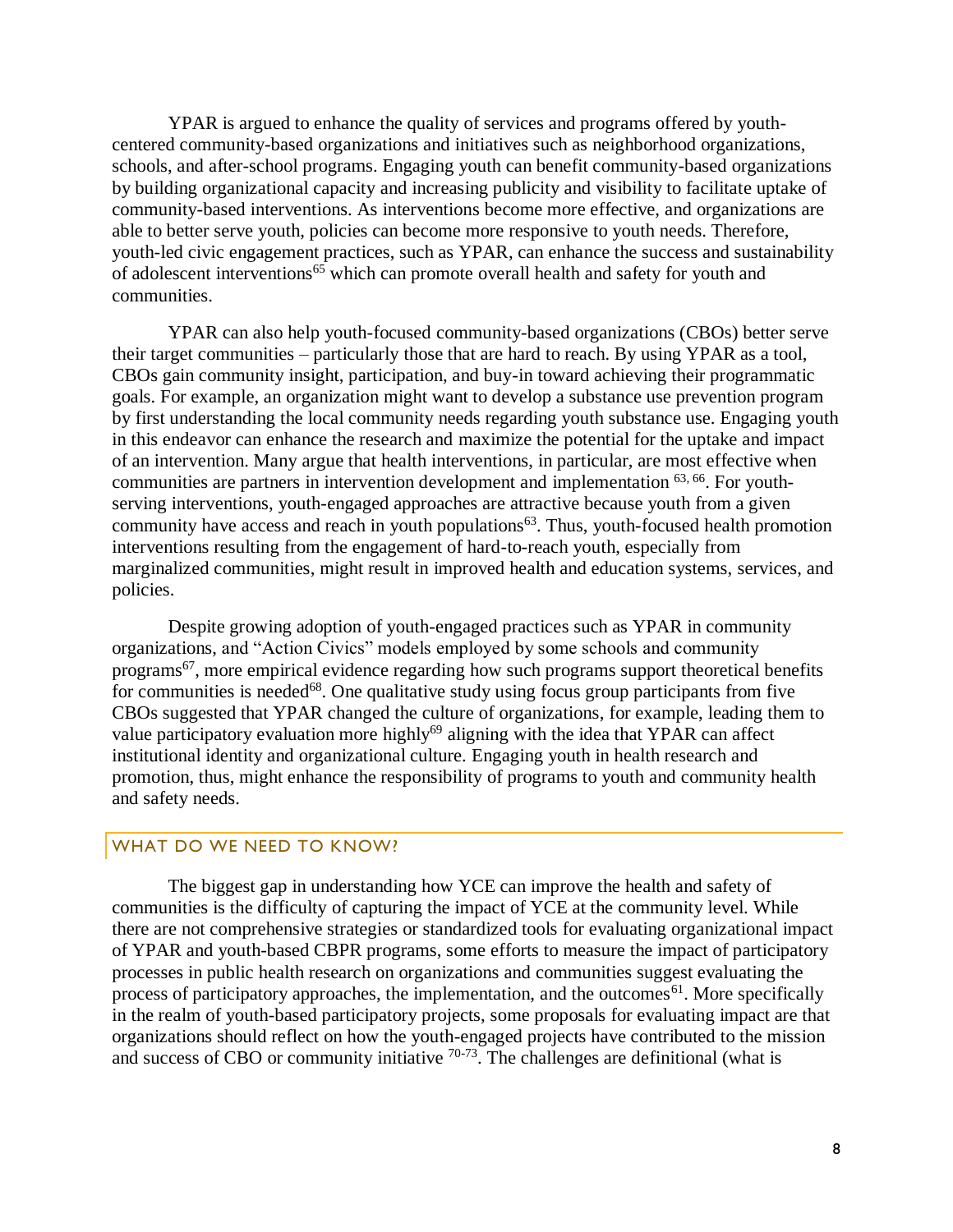YPAR is argued to enhance the quality of services and programs offered by youth-centered community-based organizations and initiatives such as neighborhood organizations, schools, and after-school programs. Engaging youth can benefit community-based organizations by building organizational capacity and increasing publicity and visibility to facilitate uptake of community-based interventions. As interventions become more effective, and organizations are able to better serve youth, policies can become more responsive to youth needs. Therefore, youth-led civic engagement practices, such as YPAR, can enhance the success and sustainability of adolescent interventions[65] which can promote overall health and safety for youth and communities.

YPAR can also help youth-focused community-based organizations (CBOs) better serve their target communities – particularly those that are hard to reach. By using YPAR as a tool, CBOs gain community insight, participation, and buy-in toward achieving their programmatic goals. For example, an organization might want to develop a substance use prevention program by first understanding the local community needs regarding youth substance use. Engaging youth in this endeavor can enhance the research and maximize the potential for the uptake and impact of an intervention. Many argue that health interventions, in particular, are most effective when communities are partners in intervention development and implementation [63, 66]. For youth-serving interventions, youth-engaged approaches are attractive because youth from a given community have access and reach in youth populations[63]. Thus, youth-focused health promotion interventions resulting from the engagement of hard-to-reach youth, especially from marginalized communities, might result in improved health and education systems, services, and policies.

Despite growing adoption of youth-engaged practices such as YPAR in community organizations, and "Action Civics" models employed by some schools and community programs[67], more empirical evidence regarding how such programs support theoretical benefits for communities is needed[68]. One qualitative study using focus group participants from five CBOs suggested that YPAR changed the culture of organizations, for example, leading them to value participatory evaluation more highly[69] aligning with the idea that YPAR can affect institutional identity and organizational culture. Engaging youth in health research and promotion, thus, might enhance the responsibility of programs to youth and community health and safety needs.

## WHAT DO WE NEED TO KNOW?

The biggest gap in understanding how YCE can improve the health and safety of communities is the difficulty of capturing the impact of YCE at the community level. While there are not comprehensive strategies or standardized tools for evaluating organizational impact of YPAR and youth-based CBPR programs, some efforts to measure the impact of participatory processes in public health research on organizations and communities suggest evaluating the process of participatory approaches, the implementation, and the outcomes[61]. More specifically in the realm of youth-based participatory projects, some proposals for evaluating impact are that organizations should reflect on how the youth-engaged projects have contributed to the mission and success of CBO or community initiative [70-73]. The challenges are definitional (what is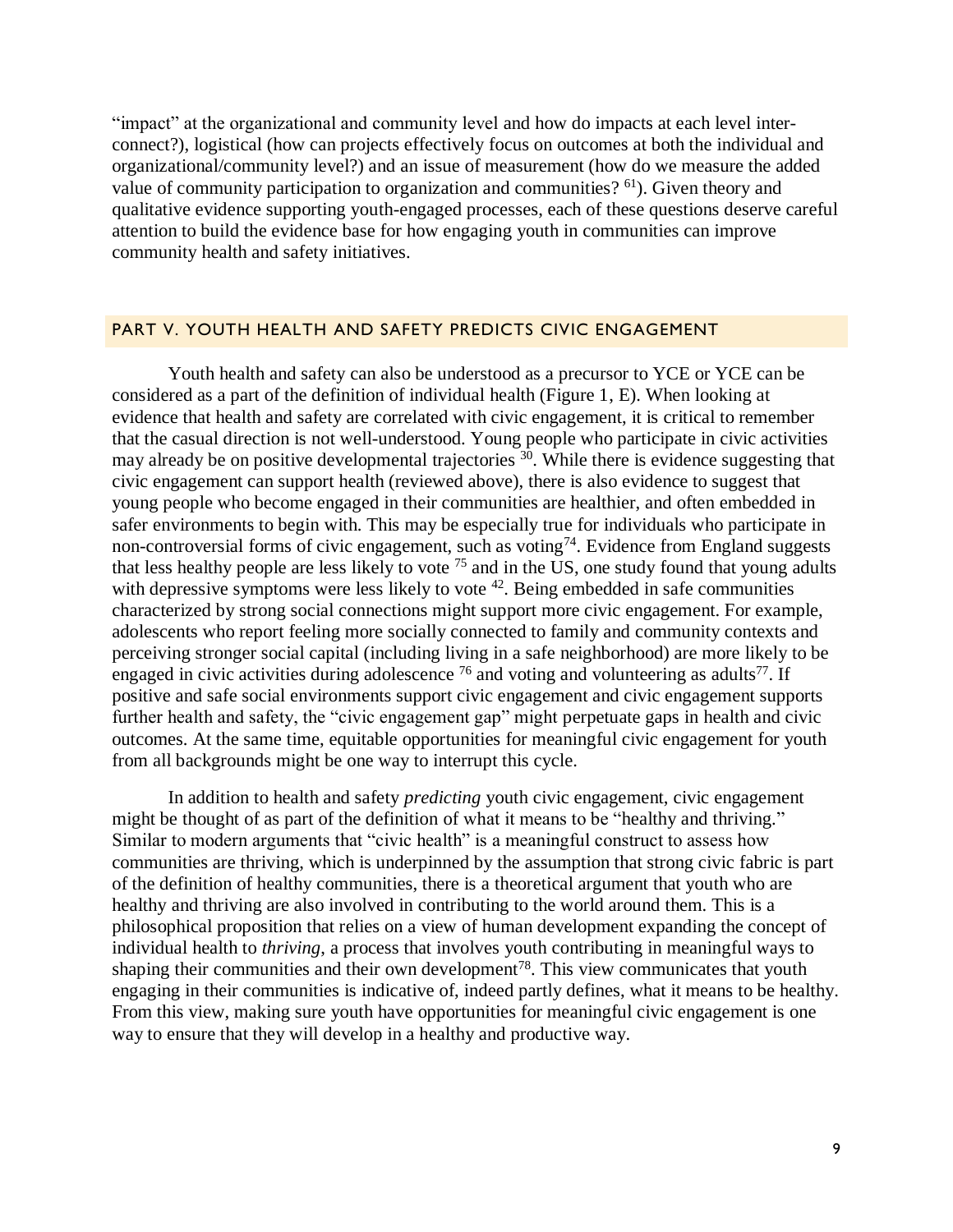"impact" at the organizational and community level and how do impacts at each level inter-connect?), logistical (how can projects effectively focus on outcomes at both the individual and organizational/community level?) and an issue of measurement (how do we measure the added value of community participation to organization and communities? [61]). Given theory and qualitative evidence supporting youth-engaged processes, each of these questions deserve careful attention to build the evidence base for how engaging youth in communities can improve community health and safety initiatives.

## PART V. YOUTH HEALTH AND SAFETY PREDICTS CIVIC ENGAGEMENT

Youth health and safety can also be understood as a precursor to YCE or YCE can be considered as a part of the definition of individual health (Figure 1, E). When looking at evidence that health and safety are correlated with civic engagement, it is critical to remember that the casual direction is not well-understood. Young people who participate in civic activities may already be on positive developmental trajectories [30]. While there is evidence suggesting that civic engagement can support health (reviewed above), there is also evidence to suggest that young people who become engaged in their communities are healthier, and often embedded in safer environments to begin with. This may be especially true for individuals who participate in non-controversial forms of civic engagement, such as voting[74]. Evidence from England suggests that less healthy people are less likely to vote [75] and in the US, one study found that young adults with depressive symptoms were less likely to vote [42]. Being embedded in safe communities characterized by strong social connections might support more civic engagement. For example, adolescents who report feeling more socially connected to family and community contexts and perceiving stronger social capital (including living in a safe neighborhood) are more likely to be engaged in civic activities during adolescence [76] and voting and volunteering as adults[77]. If positive and safe social environments support civic engagement and civic engagement supports further health and safety, the "civic engagement gap" might perpetuate gaps in health and civic outcomes. At the same time, equitable opportunities for meaningful civic engagement for youth from all backgrounds might be one way to interrupt this cycle.

In addition to health and safety *predicting* youth civic engagement, civic engagement might be thought of as part of the definition of what it means to be "healthy and thriving." Similar to modern arguments that "civic health" is a meaningful construct to assess how communities are thriving, which is underpinned by the assumption that strong civic fabric is part of the definition of healthy communities, there is a theoretical argument that youth who are healthy and thriving are also involved in contributing to the world around them. This is a philosophical proposition that relies on a view of human development expanding the concept of individual health to *thriving*, a process that involves youth contributing in meaningful ways to shaping their communities and their own development[78]. This view communicates that youth engaging in their communities is indicative of, indeed partly defines, what it means to be healthy. From this view, making sure youth have opportunities for meaningful civic engagement is one way to ensure that they will develop in a healthy and productive way.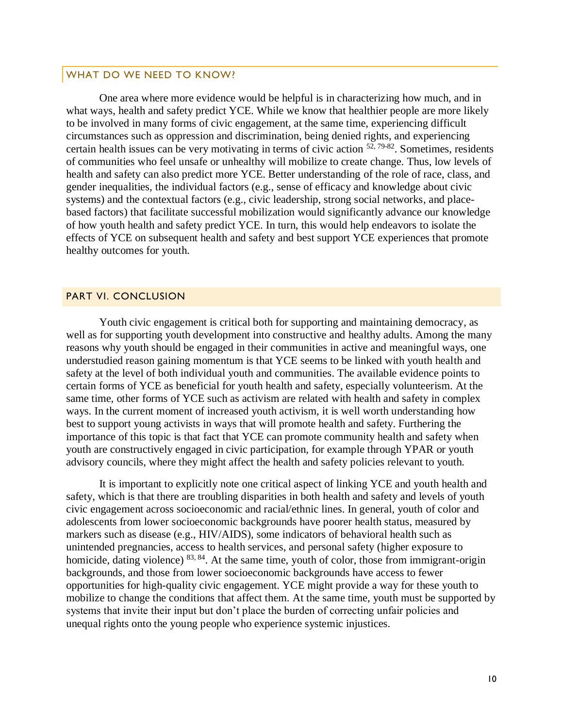## WHAT DO WE NEED TO KNOW?

One area where more evidence would be helpful is in characterizing how much, and in what ways, health and safety predict YCE. While we know that healthier people are more likely to be involved in many forms of civic engagement, at the same time, experiencing difficult circumstances such as oppression and discrimination, being denied rights, and experiencing certain health issues can be very motivating in terms of civic action [52, 79-82]. Sometimes, residents of communities who feel unsafe or unhealthy will mobilize to create change. Thus, low levels of health and safety can also predict more YCE. Better understanding of the role of race, class, and gender inequalities, the individual factors (e.g., sense of efficacy and knowledge about civic systems) and the contextual factors (e.g., civic leadership, strong social networks, and place-based factors) that facilitate successful mobilization would significantly advance our knowledge of how youth health and safety predict YCE. In turn, this would help endeavors to isolate the effects of YCE on subsequent health and safety and best support YCE experiences that promote healthy outcomes for youth.

## PART VI. CONCLUSION

Youth civic engagement is critical both for supporting and maintaining democracy, as well as for supporting youth development into constructive and healthy adults. Among the many reasons why youth should be engaged in their communities in active and meaningful ways, one understudied reason gaining momentum is that YCE seems to be linked with youth health and safety at the level of both individual youth and communities. The available evidence points to certain forms of YCE as beneficial for youth health and safety, especially volunteerism. At the same time, other forms of YCE such as activism are related with health and safety in complex ways. In the current moment of increased youth activism, it is well worth understanding how best to support young activists in ways that will promote health and safety. Furthering the importance of this topic is that fact that YCE can promote community health and safety when youth are constructively engaged in civic participation, for example through YPAR or youth advisory councils, where they might affect the health and safety policies relevant to youth.

It is important to explicitly note one critical aspect of linking YCE and youth health and safety, which is that there are troubling disparities in both health and safety and levels of youth civic engagement across socioeconomic and racial/ethnic lines. In general, youth of color and adolescents from lower socioeconomic backgrounds have poorer health status, measured by markers such as disease (e.g., HIV/AIDS), some indicators of behavioral health such as unintended pregnancies, access to health services, and personal safety (higher exposure to homicide, dating violence) [83, 84]. At the same time, youth of color, those from immigrant-origin backgrounds, and those from lower socioeconomic backgrounds have access to fewer opportunities for high-quality civic engagement. YCE might provide a way for these youth to mobilize to change the conditions that affect them. At the same time, youth must be supported by systems that invite their input but don't place the burden of correcting unfair policies and unequal rights onto the young people who experience systemic injustices.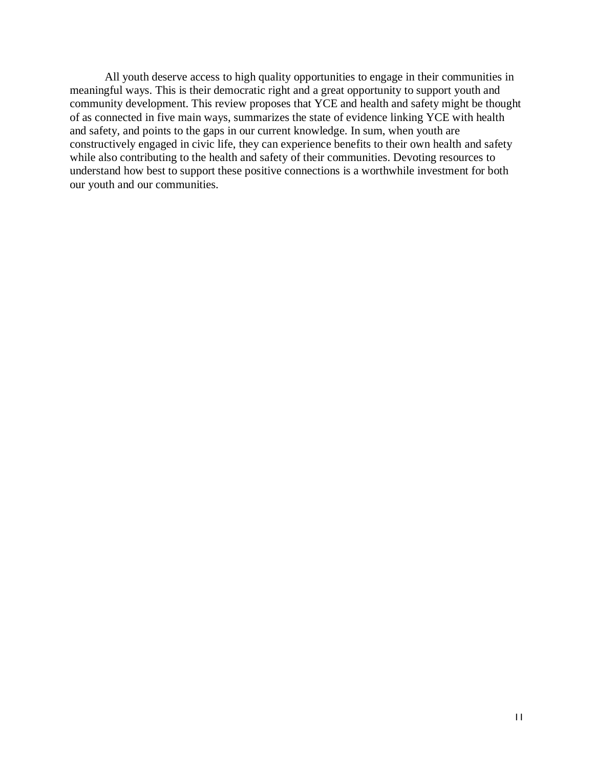All youth deserve access to high quality opportunities to engage in their communities in meaningful ways. This is their democratic right and a great opportunity to support youth and community development. This review proposes that YCE and health and safety might be thought of as connected in five main ways, summarizes the state of evidence linking YCE with health and safety, and points to the gaps in our current knowledge. In sum, when youth are constructively engaged in civic life, they can experience benefits to their own health and safety while also contributing to the health and safety of their communities. Devoting resources to understand how best to support these positive connections is a worthwhile investment for both our youth and our communities.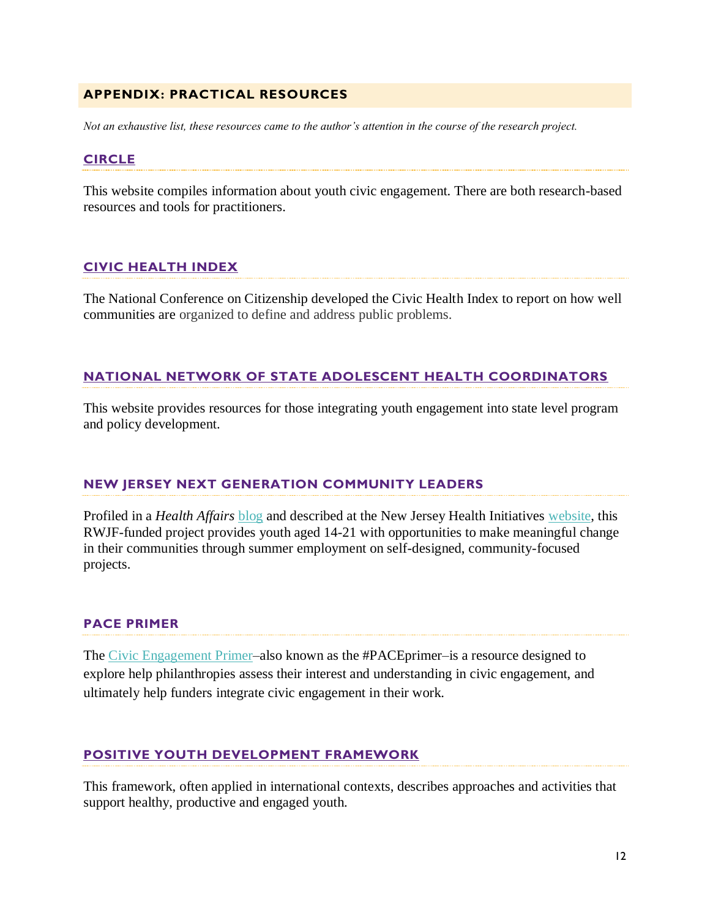## APPENDIX: PRACTICAL RESOURCES

*Not an exhaustive list, these resources came to the author's attention in the course of the research project.*

### CIRCLE

This website compiles information about youth civic engagement. There are both research-based resources and tools for practitioners.

### CIVIC HEALTH INDEX

The National Conference on Citizenship developed the Civic Health Index to report on how well communities are organized to define and address public problems.

### NATIONAL NETWORK OF STATE ADOLESCENT HEALTH COORDINATORS

This website provides resources for those integrating youth engagement into state level program and policy development.

### NEW JERSEY NEXT GENERATION COMMUNITY LEADERS

Profiled in a *Health Affairs* blog and described at the New Jersey Health Initiatives website, this RWJF-funded project provides youth aged 14-21 with opportunities to make meaningful change in their communities through summer employment on self-designed, community-focused projects.

### PACE PRIMER

The Civic Engagement Primer–also known as the #PACEprimer–is a resource designed to explore help philanthropies assess their interest and understanding in civic engagement, and ultimately help funders integrate civic engagement in their work.

### POSITIVE YOUTH DEVELOPMENT FRAMEWORK

This framework, often applied in international contexts, describes approaches and activities that support healthy, productive and engaged youth.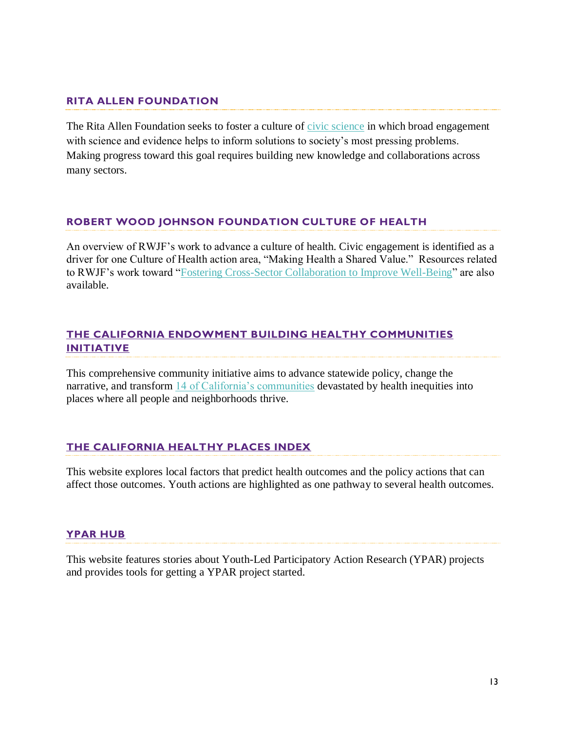### RITA ALLEN FOUNDATION

The Rita Allen Foundation seeks to foster a culture of civic science in which broad engagement with science and evidence helps to inform solutions to society's most pressing problems. Making progress toward this goal requires building new knowledge and collaborations across many sectors.

### ROBERT WOOD JOHNSON FOUNDATION CULTURE OF HEALTH

An overview of RWJF's work to advance a culture of health. Civic engagement is identified as a driver for one Culture of Health action area, "Making Health a Shared Value." Resources related to RWJF's work toward "Fostering Cross-Sector Collaboration to Improve Well-Being" are also available.

### THE CALIFORNIA ENDOWMENT BUILDING HEALTHY COMMUNITIES INITIATIVE

This comprehensive community initiative aims to advance statewide policy, change the narrative, and transform 14 of California's communities devastated by health inequities into places where all people and neighborhoods thrive.

### THE CALIFORNIA HEALTHY PLACES INDEX

This website explores local factors that predict health outcomes and the policy actions that can affect those outcomes. Youth actions are highlighted as one pathway to several health outcomes.

### YPAR HUB

This website features stories about Youth-Led Participatory Action Research (YPAR) projects and provides tools for getting a YPAR project started.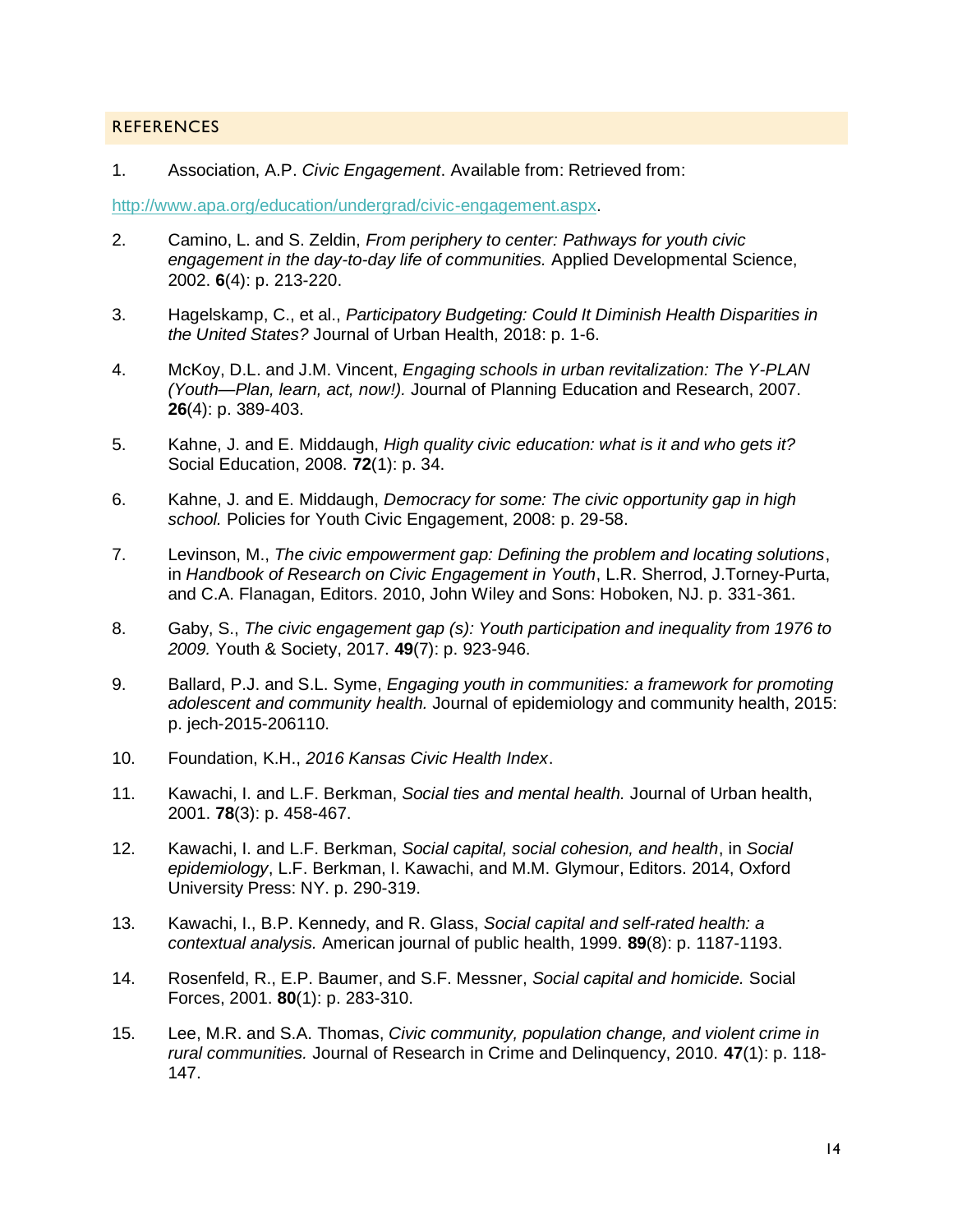## REFERENCES

1. Association, A.P. *Civic Engagement*. Available from: Retrieved from: http://www.apa.org/education/undergrad/civic-engagement.aspx.

2. Camino, L. and S. Zeldin, *From periphery to center: Pathways for youth civic engagement in the day-to-day life of communities.* Applied Developmental Science, 2002. **6**(4): p. 213-220.

3. Hagelskamp, C., et al., *Participatory Budgeting: Could It Diminish Health Disparities in the United States?* Journal of Urban Health, 2018: p. 1-6.

4. McKoy, D.L. and J.M. Vincent, *Engaging schools in urban revitalization: The Y-PLAN (Youth—Plan, learn, act, now!).* Journal of Planning Education and Research, 2007. **26**(4): p. 389-403.

5. Kahne, J. and E. Middaugh, *High quality civic education: what is it and who gets it?* Social Education, 2008. **72**(1): p. 34.

6. Kahne, J. and E. Middaugh, *Democracy for some: The civic opportunity gap in high school.* Policies for Youth Civic Engagement, 2008: p. 29-58.

7. Levinson, M., *The civic empowerment gap: Defining the problem and locating solutions*, in *Handbook of Research on Civic Engagement in Youth*, L.R. Sherrod, J.Torney-Purta, and C.A. Flanagan, Editors. 2010, John Wiley and Sons: Hoboken, NJ. p. 331-361.

8. Gaby, S., *The civic engagement gap (s): Youth participation and inequality from 1976 to 2009.* Youth & Society, 2017. **49**(7): p. 923-946.

9. Ballard, P.J. and S.L. Syme, *Engaging youth in communities: a framework for promoting adolescent and community health.* Journal of epidemiology and community health, 2015: p. jech-2015-206110.

10. Foundation, K.H., *2016 Kansas Civic Health Index*.

11. Kawachi, I. and L.F. Berkman, *Social ties and mental health.* Journal of Urban health, 2001. **78**(3): p. 458-467.

12. Kawachi, I. and L.F. Berkman, *Social capital, social cohesion, and health*, in *Social epidemiology*, L.F. Berkman, I. Kawachi, and M.M. Glymour, Editors. 2014, Oxford University Press: NY. p. 290-319.

13. Kawachi, I., B.P. Kennedy, and R. Glass, *Social capital and self-rated health: a contextual analysis.* American journal of public health, 1999. **89**(8): p. 1187-1193.

14. Rosenfeld, R., E.P. Baumer, and S.F. Messner, *Social capital and homicide.* Social Forces, 2001. **80**(1): p. 283-310.

15. Lee, M.R. and S.A. Thomas, *Civic community, population change, and violent crime in rural communities.* Journal of Research in Crime and Delinquency, 2010. **47**(1): p. 118-147.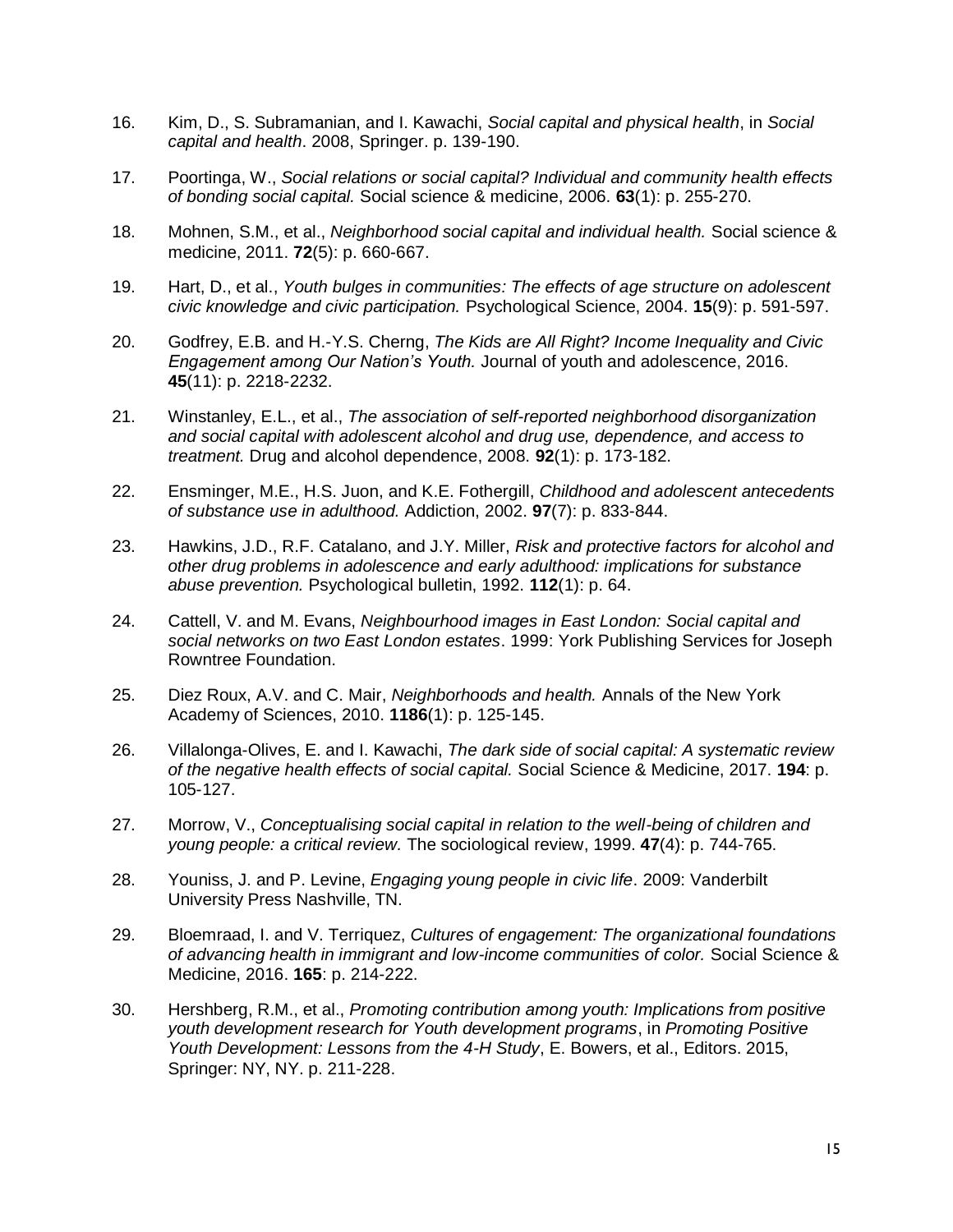16. Kim, D., S. Subramanian, and I. Kawachi, *Social capital and physical health*, in *Social capital and health*. 2008, Springer. p. 139-190.

17. Poortinga, W., *Social relations or social capital? Individual and community health effects of bonding social capital.* Social science & medicine, 2006. **63**(1): p. 255-270.

18. Mohnen, S.M., et al., *Neighborhood social capital and individual health.* Social science & medicine, 2011. **72**(5): p. 660-667.

19. Hart, D., et al., *Youth bulges in communities: The effects of age structure on adolescent civic knowledge and civic participation.* Psychological Science, 2004. **15**(9): p. 591-597.

20. Godfrey, E.B. and H.-Y.S. Cherng, *The Kids are All Right? Income Inequality and Civic Engagement among Our Nation's Youth.* Journal of youth and adolescence, 2016. **45**(11): p. 2218-2232.

21. Winstanley, E.L., et al., *The association of self-reported neighborhood disorganization and social capital with adolescent alcohol and drug use, dependence, and access to treatment.* Drug and alcohol dependence, 2008. **92**(1): p. 173-182.

22. Ensminger, M.E., H.S. Juon, and K.E. Fothergill, *Childhood and adolescent antecedents of substance use in adulthood.* Addiction, 2002. **97**(7): p. 833-844.

23. Hawkins, J.D., R.F. Catalano, and J.Y. Miller, *Risk and protective factors for alcohol and other drug problems in adolescence and early adulthood: implications for substance abuse prevention.* Psychological bulletin, 1992. **112**(1): p. 64.

24. Cattell, V. and M. Evans, *Neighbourhood images in East London: Social capital and social networks on two East London estates*. 1999: York Publishing Services for Joseph Rowntree Foundation.

25. Diez Roux, A.V. and C. Mair, *Neighborhoods and health.* Annals of the New York Academy of Sciences, 2010. **1186**(1): p. 125-145.

26. Villalonga-Olives, E. and I. Kawachi, *The dark side of social capital: A systematic review of the negative health effects of social capital.* Social Science & Medicine, 2017. **194**: p. 105-127.

27. Morrow, V., *Conceptualising social capital in relation to the well-being of children and young people: a critical review.* The sociological review, 1999. **47**(4): p. 744-765.

28. Youniss, J. and P. Levine, *Engaging young people in civic life*. 2009: Vanderbilt University Press Nashville, TN.

29. Bloemraad, I. and V. Terriquez, *Cultures of engagement: The organizational foundations of advancing health in immigrant and low-income communities of color.* Social Science & Medicine, 2016. **165**: p. 214-222.

30. Hershberg, R.M., et al., *Promoting contribution among youth: Implications from positive youth development research for Youth development programs*, in *Promoting Positive Youth Development: Lessons from the 4-H Study*, E. Bowers, et al., Editors. 2015, Springer: NY, NY. p. 211-228.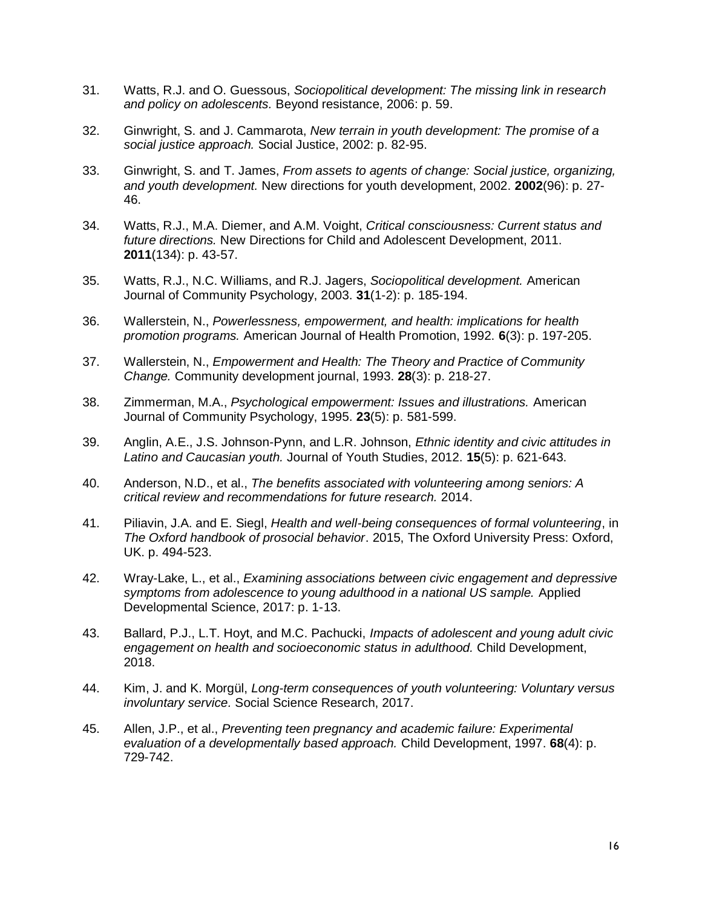31. Watts, R.J. and O. Guessous, *Sociopolitical development: The missing link in research and policy on adolescents.* Beyond resistance, 2006: p. 59.

32. Ginwright, S. and J. Cammarota, *New terrain in youth development: The promise of a social justice approach.* Social Justice, 2002: p. 82-95.

33. Ginwright, S. and T. James, *From assets to agents of change: Social justice, organizing, and youth development.* New directions for youth development, 2002. **2002**(96): p. 27-46.

34. Watts, R.J., M.A. Diemer, and A.M. Voight, *Critical consciousness: Current status and future directions.* New Directions for Child and Adolescent Development, 2011. **2011**(134): p. 43-57.

35. Watts, R.J., N.C. Williams, and R.J. Jagers, *Sociopolitical development.* American Journal of Community Psychology, 2003. **31**(1-2): p. 185-194.

36. Wallerstein, N., *Powerlessness, empowerment, and health: implications for health promotion programs.* American Journal of Health Promotion, 1992. **6**(3): p. 197-205.

37. Wallerstein, N., *Empowerment and Health: The Theory and Practice of Community Change.* Community development journal, 1993. **28**(3): p. 218-27.

38. Zimmerman, M.A., *Psychological empowerment: Issues and illustrations.* American Journal of Community Psychology, 1995. **23**(5): p. 581-599.

39. Anglin, A.E., J.S. Johnson-Pynn, and L.R. Johnson, *Ethnic identity and civic attitudes in Latino and Caucasian youth.* Journal of Youth Studies, 2012. **15**(5): p. 621-643.

40. Anderson, N.D., et al., *The benefits associated with volunteering among seniors: A critical review and recommendations for future research.* 2014.

41. Piliavin, J.A. and E. Siegl, *Health and well-being consequences of formal volunteering*, in *The Oxford handbook of prosocial behavior*. 2015, The Oxford University Press: Oxford, UK. p. 494-523.

42. Wray-Lake, L., et al., *Examining associations between civic engagement and depressive symptoms from adolescence to young adulthood in a national US sample.* Applied Developmental Science, 2017: p. 1-13.

43. Ballard, P.J., L.T. Hoyt, and M.C. Pachucki, *Impacts of adolescent and young adult civic engagement on health and socioeconomic status in adulthood.* Child Development, 2018.

44. Kim, J. and K. Morgül, *Long-term consequences of youth volunteering: Voluntary versus involuntary service.* Social Science Research, 2017.

45. Allen, J.P., et al., *Preventing teen pregnancy and academic failure: Experimental evaluation of a developmentally based approach.* Child Development, 1997. **68**(4): p. 729-742.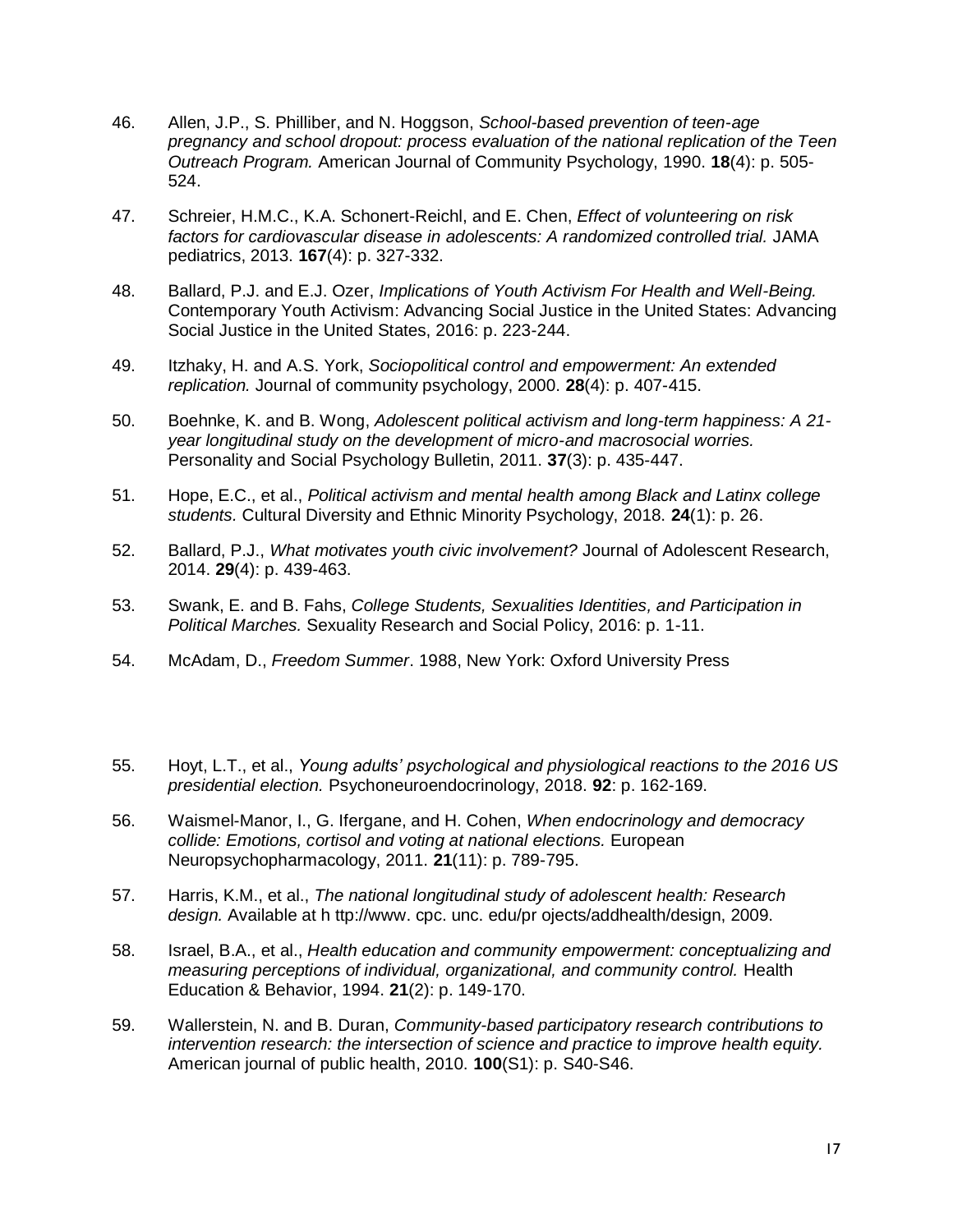46. Allen, J.P., S. Philliber, and N. Hoggson, *School-based prevention of teen-age pregnancy and school dropout: process evaluation of the national replication of the Teen Outreach Program.* American Journal of Community Psychology, 1990. **18**(4): p. 505-524.

47. Schreier, H.M.C., K.A. Schonert-Reichl, and E. Chen, *Effect of volunteering on risk factors for cardiovascular disease in adolescents: A randomized controlled trial.* JAMA pediatrics, 2013. **167**(4): p. 327-332.

48. Ballard, P.J. and E.J. Ozer, *Implications of Youth Activism For Health and Well-Being.* Contemporary Youth Activism: Advancing Social Justice in the United States: Advancing Social Justice in the United States, 2016: p. 223-244.

49. Itzhaky, H. and A.S. York, *Sociopolitical control and empowerment: An extended replication.* Journal of community psychology, 2000. **28**(4): p. 407-415.

50. Boehnke, K. and B. Wong, *Adolescent political activism and long-term happiness: A 21-year longitudinal study on the development of micro-and macrosocial worries.* Personality and Social Psychology Bulletin, 2011. **37**(3): p. 435-447.

51. Hope, E.C., et al., *Political activism and mental health among Black and Latinx college students.* Cultural Diversity and Ethnic Minority Psychology, 2018. **24**(1): p. 26.

52. Ballard, P.J., *What motivates youth civic involvement?* Journal of Adolescent Research, 2014. **29**(4): p. 439-463.

53. Swank, E. and B. Fahs, *College Students, Sexualities Identities, and Participation in Political Marches.* Sexuality Research and Social Policy, 2016: p. 1-11.

54. McAdam, D., *Freedom Summer*. 1988, New York: Oxford University Press

55. Hoyt, L.T., et al., *Young adults' psychological and physiological reactions to the 2016 US presidential election.* Psychoneuroendocrinology, 2018. **92**: p. 162-169.

56. Waismel-Manor, I., G. Ifergane, and H. Cohen, *When endocrinology and democracy collide: Emotions, cortisol and voting at national elections.* European Neuropsychopharmacology, 2011. **21**(11): p. 789-795.

57. Harris, K.M., et al., *The national longitudinal study of adolescent health: Research design.* Available at h ttp://www. cpc. unc. edu/pr ojects/addhealth/design, 2009.

58. Israel, B.A., et al., *Health education and community empowerment: conceptualizing and measuring perceptions of individual, organizational, and community control.* Health Education & Behavior, 1994. **21**(2): p. 149-170.

59. Wallerstein, N. and B. Duran, *Community-based participatory research contributions to intervention research: the intersection of science and practice to improve health equity.* American journal of public health, 2010. **100**(S1): p. S40-S46.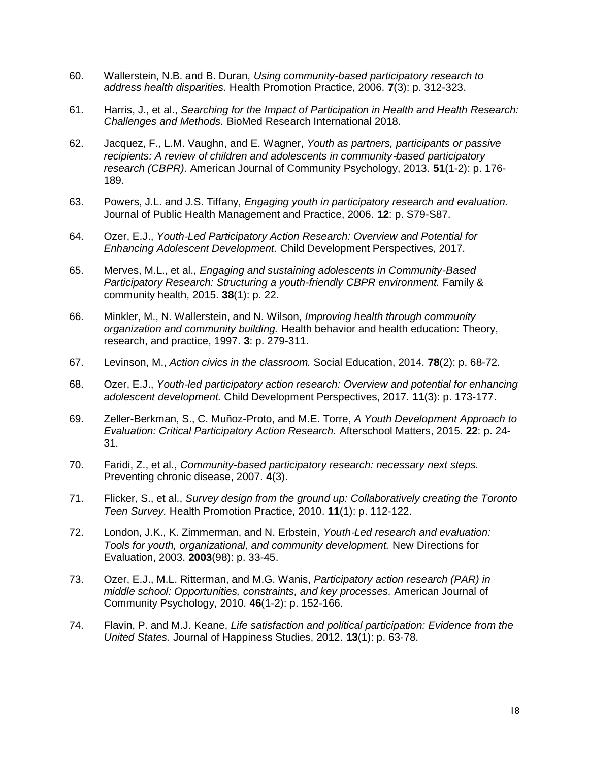60. Wallerstein, N.B. and B. Duran, *Using community-based participatory research to address health disparities.* Health Promotion Practice, 2006. **7**(3): p. 312-323.

61. Harris, J., et al., *Searching for the Impact of Participation in Health and Health Research: Challenges and Methods.* BioMed Research International 2018.

62. Jacquez, F., L.M. Vaughn, and E. Wagner, *Youth as partners, participants or passive recipients: A review of children and adolescents in community-based participatory research (CBPR).* American Journal of Community Psychology, 2013. **51**(1-2): p. 176-189.

63. Powers, J.L. and J.S. Tiffany, *Engaging youth in participatory research and evaluation.* Journal of Public Health Management and Practice, 2006. **12**: p. S79-S87.

64. Ozer, E.J., *Youth-Led Participatory Action Research: Overview and Potential for Enhancing Adolescent Development.* Child Development Perspectives, 2017.

65. Merves, M.L., et al., *Engaging and sustaining adolescents in Community-Based Participatory Research: Structuring a youth-friendly CBPR environment.* Family & community health, 2015. **38**(1): p. 22.

66. Minkler, M., N. Wallerstein, and N. Wilson, *Improving health through community organization and community building.* Health behavior and health education: Theory, research, and practice, 1997. **3**: p. 279-311.

67. Levinson, M., *Action civics in the classroom.* Social Education, 2014. **78**(2): p. 68-72.

68. Ozer, E.J., *Youth-led participatory action research: Overview and potential for enhancing adolescent development.* Child Development Perspectives, 2017. **11**(3): p. 173-177.

69. Zeller-Berkman, S., C. Muñoz-Proto, and M.E. Torre, *A Youth Development Approach to Evaluation: Critical Participatory Action Research.* Afterschool Matters, 2015. **22**: p. 24-31.

70. Faridi, Z., et al., *Community-based participatory research: necessary next steps.* Preventing chronic disease, 2007. **4**(3).

71. Flicker, S., et al., *Survey design from the ground up: Collaboratively creating the Toronto Teen Survey.* Health Promotion Practice, 2010. **11**(1): p. 112-122.

72. London, J.K., K. Zimmerman, and N. Erbstein, *Youth-Led research and evaluation: Tools for youth, organizational, and community development.* New Directions for Evaluation, 2003. **2003**(98): p. 33-45.

73. Ozer, E.J., M.L. Ritterman, and M.G. Wanis, *Participatory action research (PAR) in middle school: Opportunities, constraints, and key processes.* American Journal of Community Psychology, 2010. **46**(1-2): p. 152-166.

74. Flavin, P. and M.J. Keane, *Life satisfaction and political participation: Evidence from the United States.* Journal of Happiness Studies, 2012. **13**(1): p. 63-78.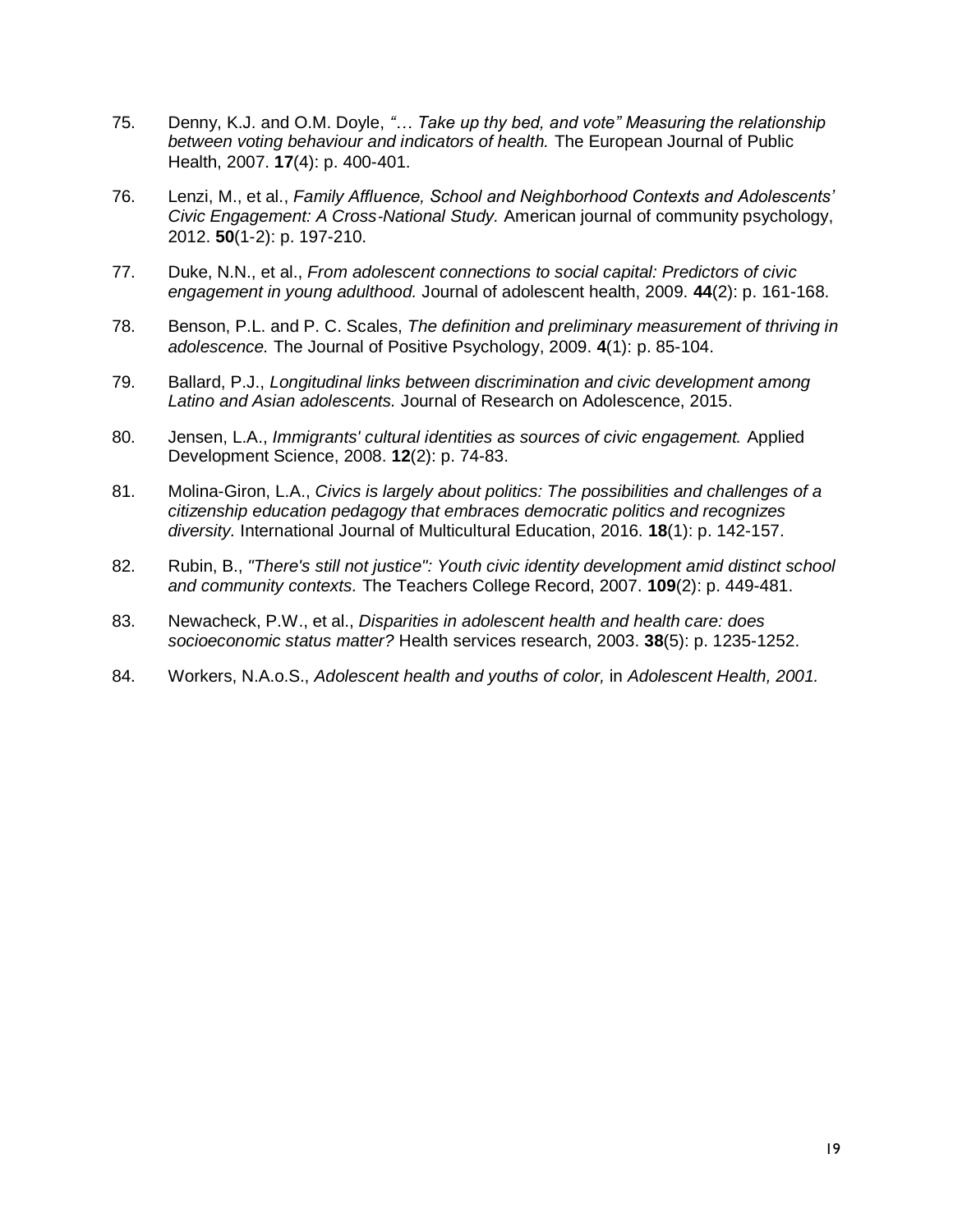75. Denny, K.J. and O.M. Doyle, *"… Take up thy bed, and vote" Measuring the relationship between voting behaviour and indicators of health.* The European Journal of Public Health, 2007. **17**(4): p. 400-401.

76. Lenzi, M., et al., *Family Affluence, School and Neighborhood Contexts and Adolescents' Civic Engagement: A Cross-National Study.* American journal of community psychology, 2012. **50**(1-2): p. 197-210.

77. Duke, N.N., et al., *From adolescent connections to social capital: Predictors of civic engagement in young adulthood.* Journal of adolescent health, 2009. **44**(2): p. 161-168.

78. Benson, P.L. and P. C. Scales, *The definition and preliminary measurement of thriving in adolescence.* The Journal of Positive Psychology, 2009. **4**(1): p. 85-104.

79. Ballard, P.J., *Longitudinal links between discrimination and civic development among Latino and Asian adolescents.* Journal of Research on Adolescence, 2015.

80. Jensen, L.A., *Immigrants' cultural identities as sources of civic engagement.* Applied Development Science, 2008. **12**(2): p. 74-83.

81. Molina-Giron, L.A., *Civics is largely about politics: The possibilities and challenges of a citizenship education pedagogy that embraces democratic politics and recognizes diversity.* International Journal of Multicultural Education, 2016. **18**(1): p. 142-157.

82. Rubin, B., *"There's still not justice": Youth civic identity development amid distinct school and community contexts.* The Teachers College Record, 2007. **109**(2): p. 449-481.

83. Newacheck, P.W., et al., *Disparities in adolescent health and health care: does socioeconomic status matter?* Health services research, 2003. **38**(5): p. 1235-1252.

84. Workers, N.A.o.S., *Adolescent health and youths of color,* in *Adolescent Health, 2001.*